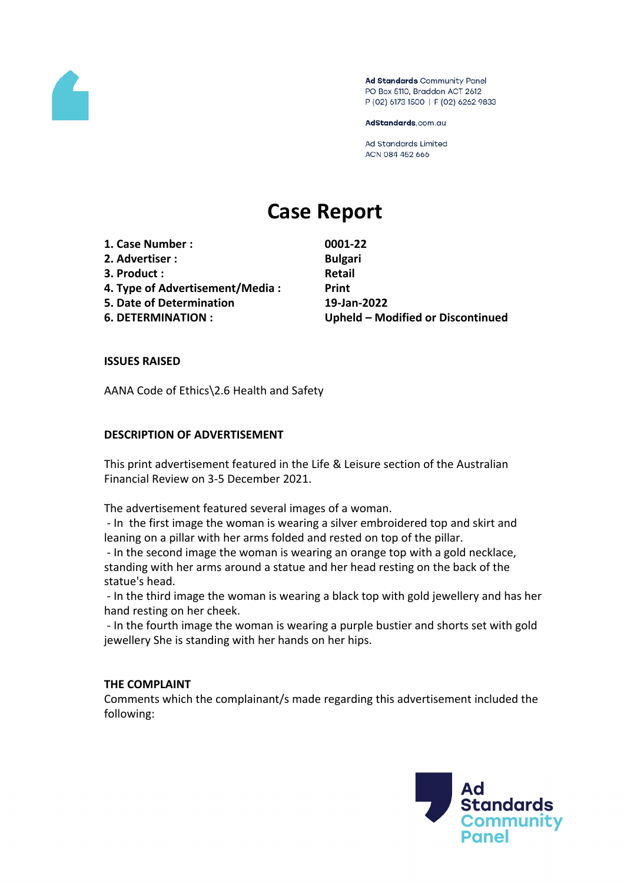Ad Standards Community Panel
PO Box 5110, Braddon ACT 2612
P (02) 6173 1500 | F (02) 6262 9833

AdStandards.com.au

Ad Standards Limited
ACN 084 452 666

# Case Report

| | |
|---|---|
| **1. Case Number :** | **0001-22** |
| **2. Advertiser :** | **Bulgari** |
| **3. Product :** | **Retail** |
| **4. Type of Advertisement/Media :** | **Print** |
| **5. Date of Determination** | **19-Jan-2022** |
| **6. DETERMINATION :** | **Upheld – Modified or Discontinued** |

**ISSUES RAISED**

AANA Code of Ethics\2.6 Health and Safety

**DESCRIPTION OF ADVERTISEMENT**

This print advertisement featured in the Life & Leisure section of the Australian Financial Review on 3-5 December 2021.

The advertisement featured several images of a woman.
- In the first image the woman is wearing a silver embroidered top and skirt and leaning on a pillar with her arms folded and rested on top of the pillar.
- In the second image the woman is wearing an orange top with a gold necklace, standing with her arms around a statue and her head resting on the back of the statue's head.
- In the third image the woman is wearing a black top with gold jewellery and has her hand resting on her cheek.
- In the fourth image the woman is wearing a purple bustier and shorts set with gold jewellery She is standing with her hands on her hips.

**THE COMPLAINT**
Comments which the complainant/s made regarding this advertisement included the following: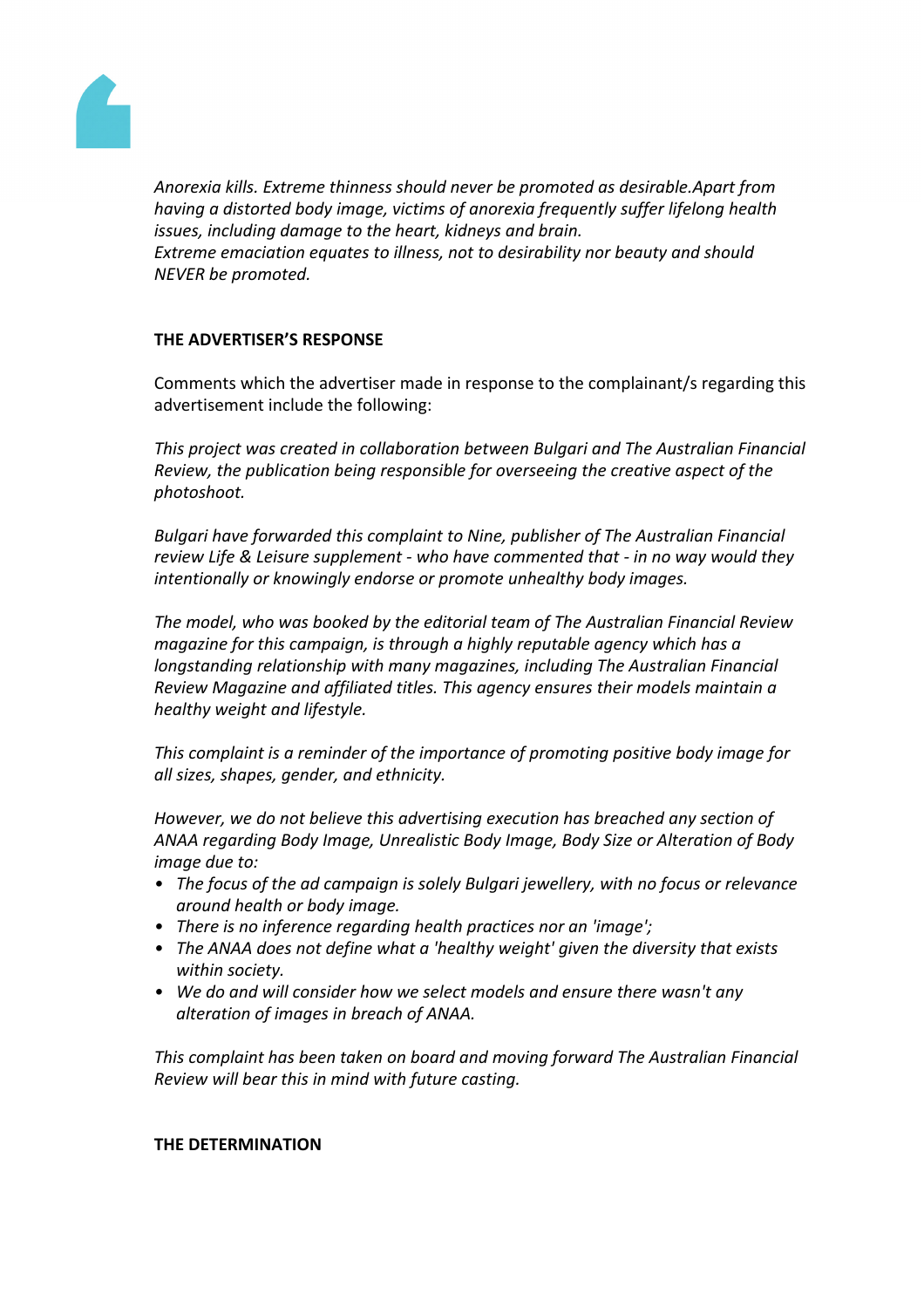*Anorexia kills. Extreme thinness should never be promoted as desirable.Apart from having a distorted body image, victims of anorexia frequently suffer lifelong health issues, including damage to the heart, kidneys and brain.*
*Extreme emaciation equates to illness, not to desirability nor beauty and should NEVER be promoted.*

**THE ADVERTISER'S RESPONSE**

Comments which the advertiser made in response to the complainant/s regarding this advertisement include the following:

*This project was created in collaboration between Bulgari and The Australian Financial Review, the publication being responsible for overseeing the creative aspect of the photoshoot.*

*Bulgari have forwarded this complaint to Nine, publisher of The Australian Financial review Life & Leisure supplement - who have commented that - in no way would they intentionally or knowingly endorse or promote unhealthy body images.*

*The model, who was booked by the editorial team of The Australian Financial Review magazine for this campaign, is through a highly reputable agency which has a longstanding relationship with many magazines, including The Australian Financial Review Magazine and affiliated titles. This agency ensures their models maintain a healthy weight and lifestyle.*

*This complaint is a reminder of the importance of promoting positive body image for all sizes, shapes, gender, and ethnicity.*

*However, we do not believe this advertising execution has breached any section of ANAA regarding Body Image, Unrealistic Body Image, Body Size or Alteration of Body image due to:*

- *The focus of the ad campaign is solely Bulgari jewellery, with no focus or relevance around health or body image.*
- *There is no inference regarding health practices nor an 'image';*
- *The ANAA does not define what a 'healthy weight' given the diversity that exists within society.*
- *We do and will consider how we select models and ensure there wasn't any alteration of images in breach of ANAA.*

*This complaint has been taken on board and moving forward The Australian Financial Review will bear this in mind with future casting.*

**THE DETERMINATION**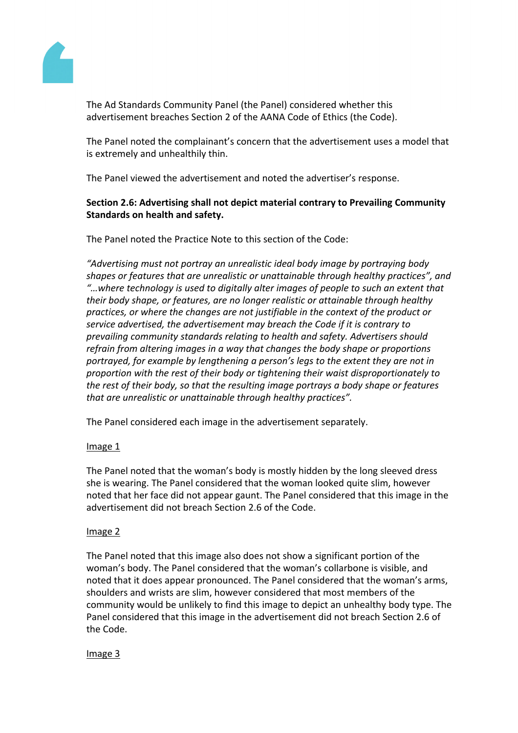The Ad Standards Community Panel (the Panel) considered whether this advertisement breaches Section 2 of the AANA Code of Ethics (the Code).

The Panel noted the complainant's concern that the advertisement uses a model that is extremely and unhealthily thin.

The Panel viewed the advertisement and noted the advertiser's response.

**Section 2.6: Advertising shall not depict material contrary to Prevailing Community Standards on health and safety.**

The Panel noted the Practice Note to this section of the Code:

*"Advertising must not portray an unrealistic ideal body image by portraying body shapes or features that are unrealistic or unattainable through healthy practices", and "…where technology is used to digitally alter images of people to such an extent that their body shape, or features, are no longer realistic or attainable through healthy practices, or where the changes are not justifiable in the context of the product or service advertised, the advertisement may breach the Code if it is contrary to prevailing community standards relating to health and safety. Advertisers should refrain from altering images in a way that changes the body shape or proportions portrayed, for example by lengthening a person's legs to the extent they are not in proportion with the rest of their body or tightening their waist disproportionately to the rest of their body, so that the resulting image portrays a body shape or features that are unrealistic or unattainable through healthy practices".*

The Panel considered each image in the advertisement separately.

Image 1

The Panel noted that the woman's body is mostly hidden by the long sleeved dress she is wearing. The Panel considered that the woman looked quite slim, however noted that her face did not appear gaunt. The Panel considered that this image in the advertisement did not breach Section 2.6 of the Code.

Image 2

The Panel noted that this image also does not show a significant portion of the woman's body. The Panel considered that the woman's collarbone is visible, and noted that it does appear pronounced. The Panel considered that the woman's arms, shoulders and wrists are slim, however considered that most members of the community would be unlikely to find this image to depict an unhealthy body type. The Panel considered that this image in the advertisement did not breach Section 2.6 of the Code.

Image 3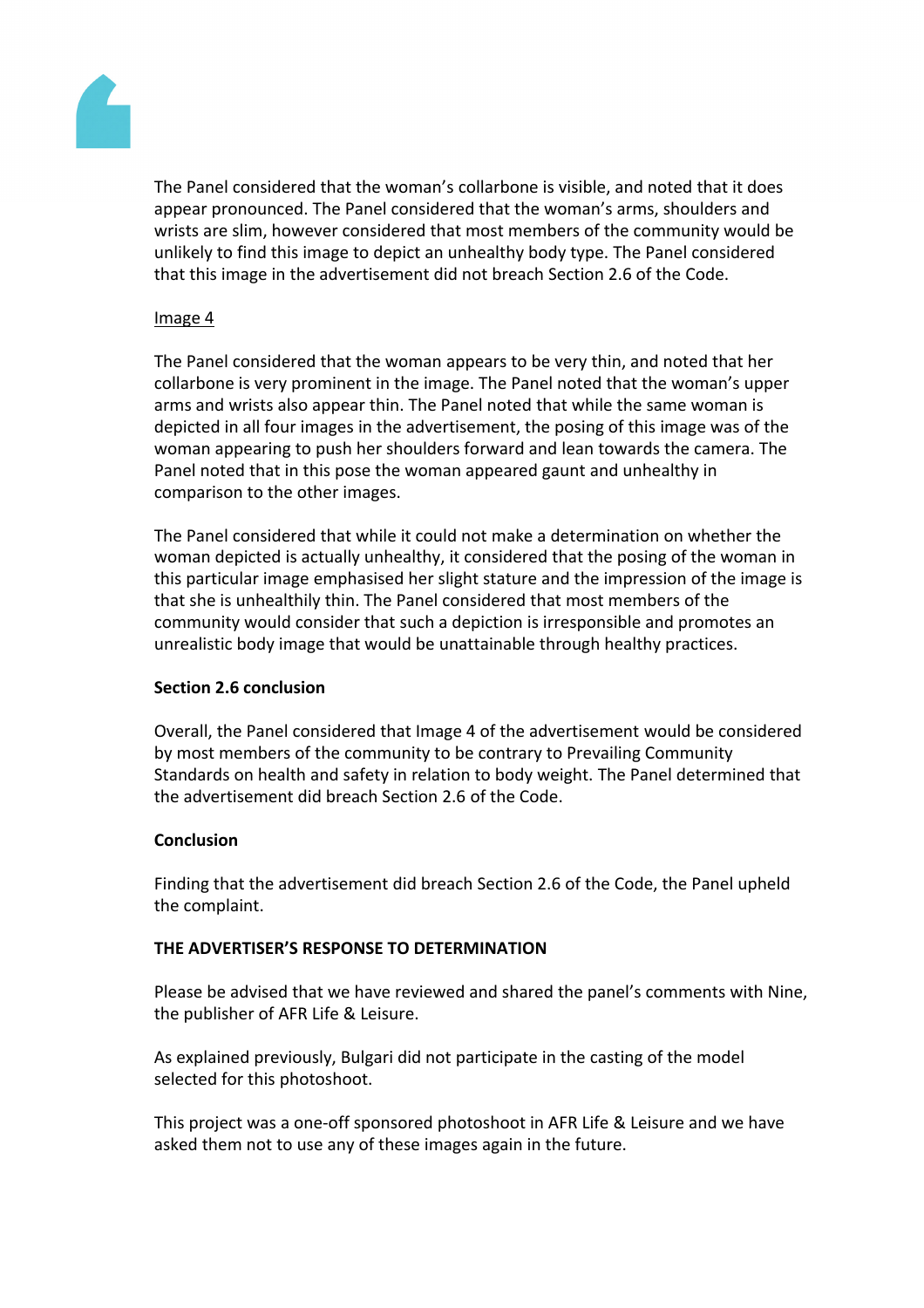The Panel considered that the woman's collarbone is visible, and noted that it does appear pronounced. The Panel considered that the woman's arms, shoulders and wrists are slim, however considered that most members of the community would be unlikely to find this image to depict an unhealthy body type. The Panel considered that this image in the advertisement did not breach Section 2.6 of the Code.

Image 4

The Panel considered that the woman appears to be very thin, and noted that her collarbone is very prominent in the image. The Panel noted that the woman's upper arms and wrists also appear thin. The Panel noted that while the same woman is depicted in all four images in the advertisement, the posing of this image was of the woman appearing to push her shoulders forward and lean towards the camera. The Panel noted that in this pose the woman appeared gaunt and unhealthy in comparison to the other images.

The Panel considered that while it could not make a determination on whether the woman depicted is actually unhealthy, it considered that the posing of the woman in this particular image emphasised her slight stature and the impression of the image is that she is unhealthily thin. The Panel considered that most members of the community would consider that such a depiction is irresponsible and promotes an unrealistic body image that would be unattainable through healthy practices.

**Section 2.6 conclusion**

Overall, the Panel considered that Image 4 of the advertisement would be considered by most members of the community to be contrary to Prevailing Community Standards on health and safety in relation to body weight. The Panel determined that the advertisement did breach Section 2.6 of the Code.

**Conclusion**

Finding that the advertisement did breach Section 2.6 of the Code, the Panel upheld the complaint.

**THE ADVERTISER'S RESPONSE TO DETERMINATION**

Please be advised that we have reviewed and shared the panel's comments with Nine, the publisher of AFR Life & Leisure.

As explained previously, Bulgari did not participate in the casting of the model selected for this photoshoot.

This project was a one-off sponsored photoshoot in AFR Life & Leisure and we have asked them not to use any of these images again in the future.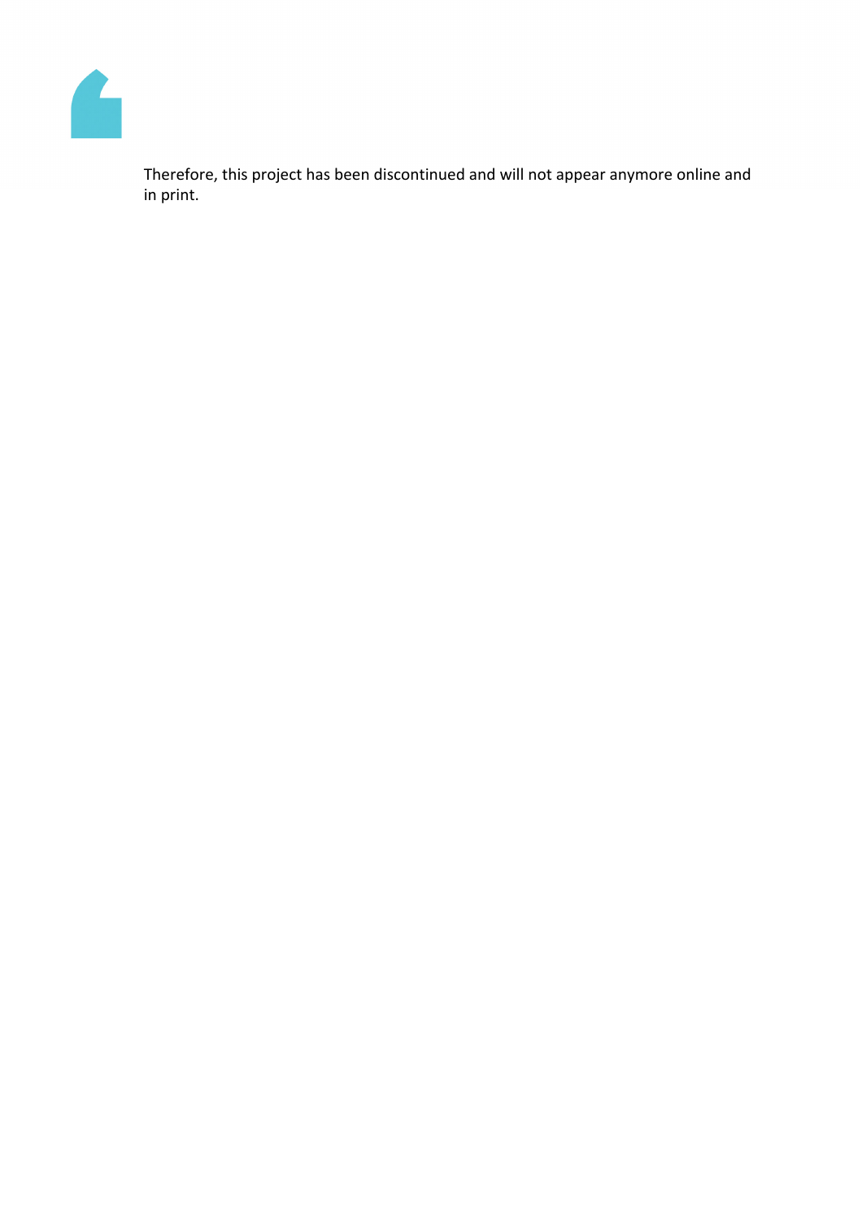Therefore, this project has been discontinued and will not appear anymore online and in print.